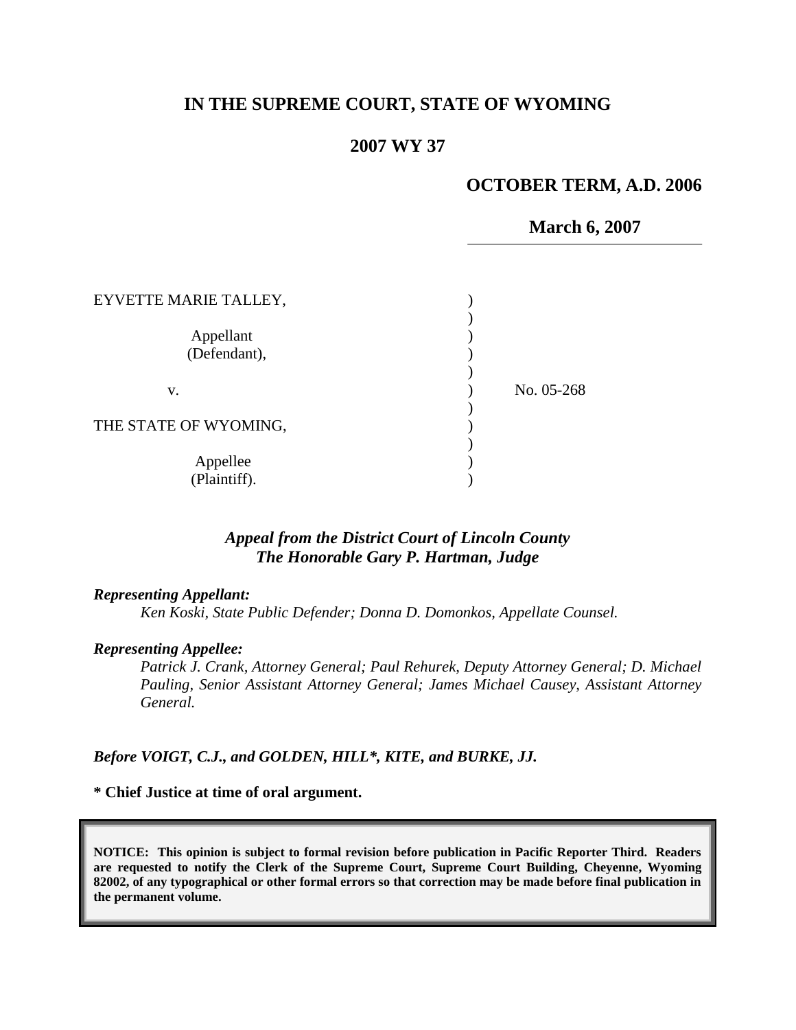# IN THE SUPREME COURT, STATE OF WYOMING

## 2007 WY 37

**OCTOBER TERM, A.D. 2006**

**March 6, 2007**

EYVETTE MARIE TALLEY,

Appellant (Defendant),

v.

THE STATE OF WYOMING,

Appellee (Plaintiff).

No. 05-268

***Appeal from the District Court of Lincoln County***
***The Honorable Gary P. Hartman, Judge***

***Representing Appellant:***

*Ken Koski, State Public Defender; Donna D. Domonkos, Appellate Counsel.*

***Representing Appellee:***

*Patrick J. Crank, Attorney General; Paul Rehurek, Deputy Attorney General; D. Michael Pauling, Senior Assistant Attorney General; James Michael Causey, Assistant Attorney General.*

***Before VOIGT, C.J., and GOLDEN, HILL\*, KITE, and BURKE, JJ.***

**\* Chief Justice at time of oral argument.**

**NOTICE: This opinion is subject to formal revision before publication in Pacific Reporter Third. Readers are requested to notify the Clerk of the Supreme Court, Supreme Court Building, Cheyenne, Wyoming 82002, of any typographical or other formal errors so that correction may be made before final publication in the permanent volume.**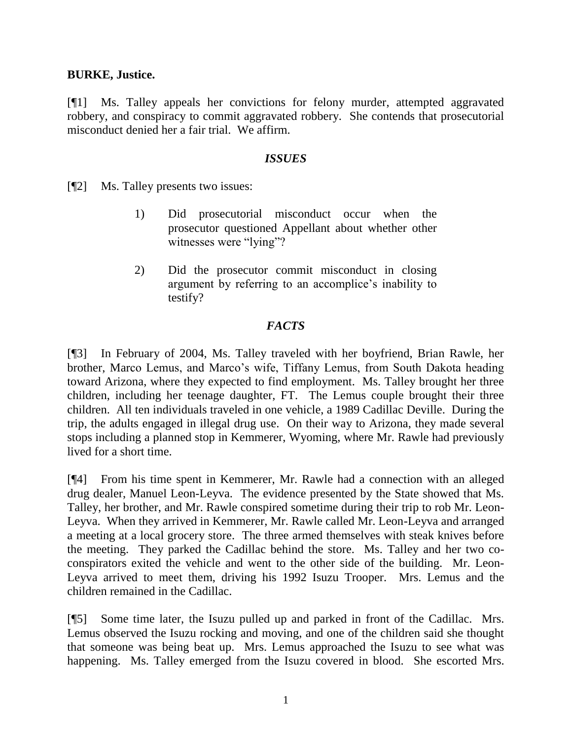**BURKE, Justice.**

[¶1] Ms. Talley appeals her convictions for felony murder, attempted aggravated robbery, and conspiracy to commit aggravated robbery. She contends that prosecutorial misconduct denied her a fair trial. We affirm.

### *ISSUES*

[¶2] Ms. Talley presents two issues:

> 1) Did prosecutorial misconduct occur when the prosecutor questioned Appellant about whether other witnesses were "lying"?
>
> 2) Did the prosecutor commit misconduct in closing argument by referring to an accomplice's inability to testify?

### *FACTS*

[¶3] In February of 2004, Ms. Talley traveled with her boyfriend, Brian Rawle, her brother, Marco Lemus, and Marco's wife, Tiffany Lemus, from South Dakota heading toward Arizona, where they expected to find employment. Ms. Talley brought her three children, including her teenage daughter, FT. The Lemus couple brought their three children. All ten individuals traveled in one vehicle, a 1989 Cadillac Deville. During the trip, the adults engaged in illegal drug use. On their way to Arizona, they made several stops including a planned stop in Kemmerer, Wyoming, where Mr. Rawle had previously lived for a short time.

[¶4] From his time spent in Kemmerer, Mr. Rawle had a connection with an alleged drug dealer, Manuel Leon-Leyva. The evidence presented by the State showed that Ms. Talley, her brother, and Mr. Rawle conspired sometime during their trip to rob Mr. Leon-Leyva. When they arrived in Kemmerer, Mr. Rawle called Mr. Leon-Leyva and arranged a meeting at a local grocery store. The three armed themselves with steak knives before the meeting. They parked the Cadillac behind the store. Ms. Talley and her two co-conspirators exited the vehicle and went to the other side of the building. Mr. Leon-Leyva arrived to meet them, driving his 1992 Isuzu Trooper. Mrs. Lemus and the children remained in the Cadillac.

[¶5] Some time later, the Isuzu pulled up and parked in front of the Cadillac. Mrs. Lemus observed the Isuzu rocking and moving, and one of the children said she thought that someone was being beat up. Mrs. Lemus approached the Isuzu to see what was happening. Ms. Talley emerged from the Isuzu covered in blood. She escorted Mrs.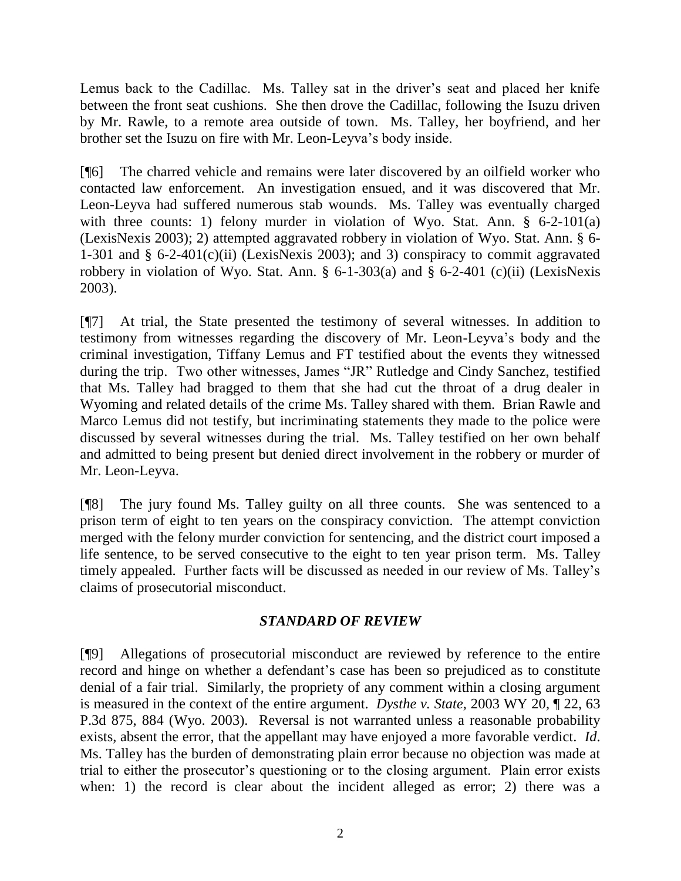Lemus back to the Cadillac. Ms. Talley sat in the driver's seat and placed her knife between the front seat cushions. She then drove the Cadillac, following the Isuzu driven by Mr. Rawle, to a remote area outside of town. Ms. Talley, her boyfriend, and her brother set the Isuzu on fire with Mr. Leon-Leyva's body inside.

[¶6] The charred vehicle and remains were later discovered by an oilfield worker who contacted law enforcement. An investigation ensued, and it was discovered that Mr. Leon-Leyva had suffered numerous stab wounds. Ms. Talley was eventually charged with three counts: 1) felony murder in violation of Wyo. Stat. Ann. § 6-2-101(a) (LexisNexis 2003); 2) attempted aggravated robbery in violation of Wyo. Stat. Ann. § 6-1-301 and § 6-2-401(c)(ii) (LexisNexis 2003); and 3) conspiracy to commit aggravated robbery in violation of Wyo. Stat. Ann. § 6-1-303(a) and § 6-2-401 (c)(ii) (LexisNexis 2003).

[¶7] At trial, the State presented the testimony of several witnesses. In addition to testimony from witnesses regarding the discovery of Mr. Leon-Leyva's body and the criminal investigation, Tiffany Lemus and FT testified about the events they witnessed during the trip. Two other witnesses, James "JR" Rutledge and Cindy Sanchez, testified that Ms. Talley had bragged to them that she had cut the throat of a drug dealer in Wyoming and related details of the crime Ms. Talley shared with them. Brian Rawle and Marco Lemus did not testify, but incriminating statements they made to the police were discussed by several witnesses during the trial. Ms. Talley testified on her own behalf and admitted to being present but denied direct involvement in the robbery or murder of Mr. Leon-Leyva.

[¶8] The jury found Ms. Talley guilty on all three counts. She was sentenced to a prison term of eight to ten years on the conspiracy conviction. The attempt conviction merged with the felony murder conviction for sentencing, and the district court imposed a life sentence, to be served consecutive to the eight to ten year prison term. Ms. Talley timely appealed. Further facts will be discussed as needed in our review of Ms. Talley's claims of prosecutorial misconduct.

## *STANDARD OF REVIEW*

[¶9] Allegations of prosecutorial misconduct are reviewed by reference to the entire record and hinge on whether a defendant's case has been so prejudiced as to constitute denial of a fair trial. Similarly, the propriety of any comment within a closing argument is measured in the context of the entire argument. *Dysthe v. State*, 2003 WY 20, ¶ 22, 63 P.3d 875, 884 (Wyo. 2003). Reversal is not warranted unless a reasonable probability exists, absent the error, that the appellant may have enjoyed a more favorable verdict. *Id*. Ms. Talley has the burden of demonstrating plain error because no objection was made at trial to either the prosecutor's questioning or to the closing argument. Plain error exists when: 1) the record is clear about the incident alleged as error; 2) there was a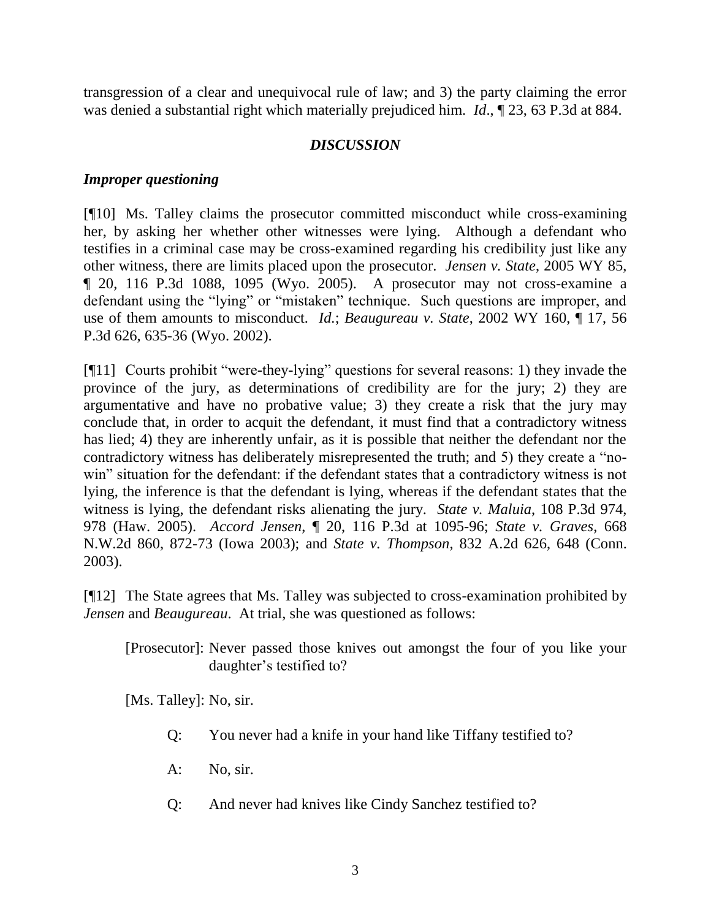transgression of a clear and unequivocal rule of law; and 3) the party claiming the error was denied a substantial right which materially prejudiced him. *Id*., ¶ 23, 63 P.3d at 884.

## *DISCUSSION*

### *Improper questioning*

[¶10] Ms. Talley claims the prosecutor committed misconduct while cross-examining her, by asking her whether other witnesses were lying. Although a defendant who testifies in a criminal case may be cross-examined regarding his credibility just like any other witness, there are limits placed upon the prosecutor. *Jensen v. State*, 2005 WY 85, ¶ 20, 116 P.3d 1088, 1095 (Wyo. 2005). A prosecutor may not cross-examine a defendant using the "lying" or "mistaken" technique. Such questions are improper, and use of them amounts to misconduct. *Id.*; *Beaugureau v. State*, 2002 WY 160, ¶ 17, 56 P.3d 626, 635-36 (Wyo. 2002).

[¶11] Courts prohibit "were-they-lying" questions for several reasons: 1) they invade the province of the jury, as determinations of credibility are for the jury; 2) they are argumentative and have no probative value; 3) they create a risk that the jury may conclude that, in order to acquit the defendant, it must find that a contradictory witness has lied; 4) they are inherently unfair, as it is possible that neither the defendant nor the contradictory witness has deliberately misrepresented the truth; and 5) they create a "no-win" situation for the defendant: if the defendant states that a contradictory witness is not lying, the inference is that the defendant is lying, whereas if the defendant states that the witness is lying, the defendant risks alienating the jury. *State v. Maluia*, 108 P.3d 974, 978 (Haw. 2005). *Accord Jensen*, ¶ 20, 116 P.3d at 1095-96; *State v. Graves*, 668 N.W.2d 860, 872-73 (Iowa 2003); and *State v. Thompson*, 832 A.2d 626, 648 (Conn. 2003).

[¶12] The State agrees that Ms. Talley was subjected to cross-examination prohibited by *Jensen* and *Beaugureau*. At trial, she was questioned as follows:

> [Prosecutor]: Never passed those knives out amongst the four of you like your daughter's testified to?
>
> [Ms. Talley]: No, sir.
>
> Q: You never had a knife in your hand like Tiffany testified to?
>
> A: No, sir.
>
> Q: And never had knives like Cindy Sanchez testified to?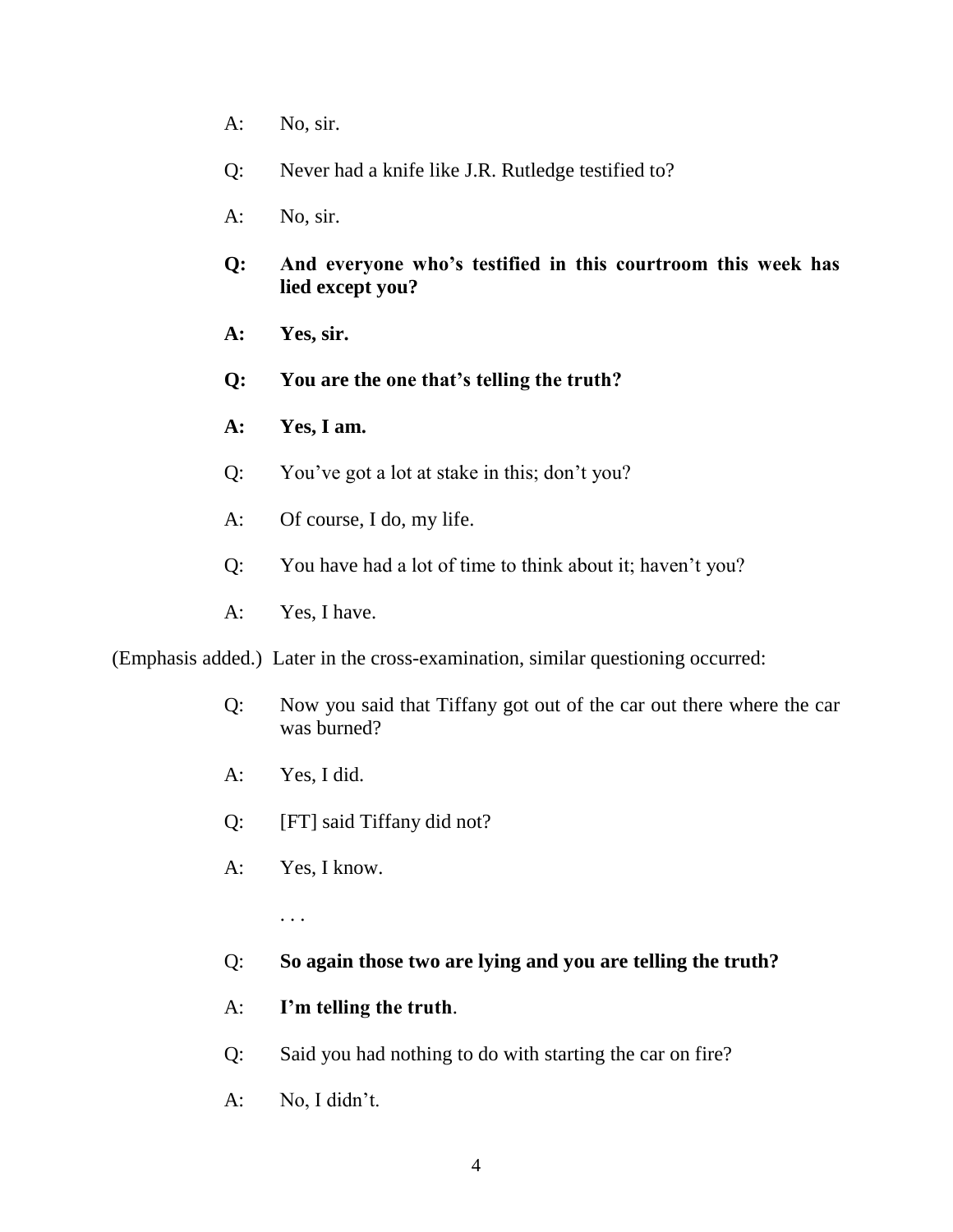A: No, sir.

Q: Never had a knife like J.R. Rutledge testified to?

A: No, sir.

**Q: And everyone who's testified in this courtroom this week has lied except you?**

**A: Yes, sir.**

**Q: You are the one that's telling the truth?**

**A: Yes, I am.**

Q: You've got a lot at stake in this; don't you?

A: Of course, I do, my life.

Q: You have had a lot of time to think about it; haven't you?

A: Yes, I have.

(Emphasis added.) Later in the cross-examination, similar questioning occurred:

Q: Now you said that Tiffany got out of the car out there where the car was burned?

A: Yes, I did.

Q: [FT] said Tiffany did not?

A: Yes, I know.

. . .

Q: **So again those two are lying and you are telling the truth?**

A: **I'm telling the truth**.

Q: Said you had nothing to do with starting the car on fire?

A: No, I didn't.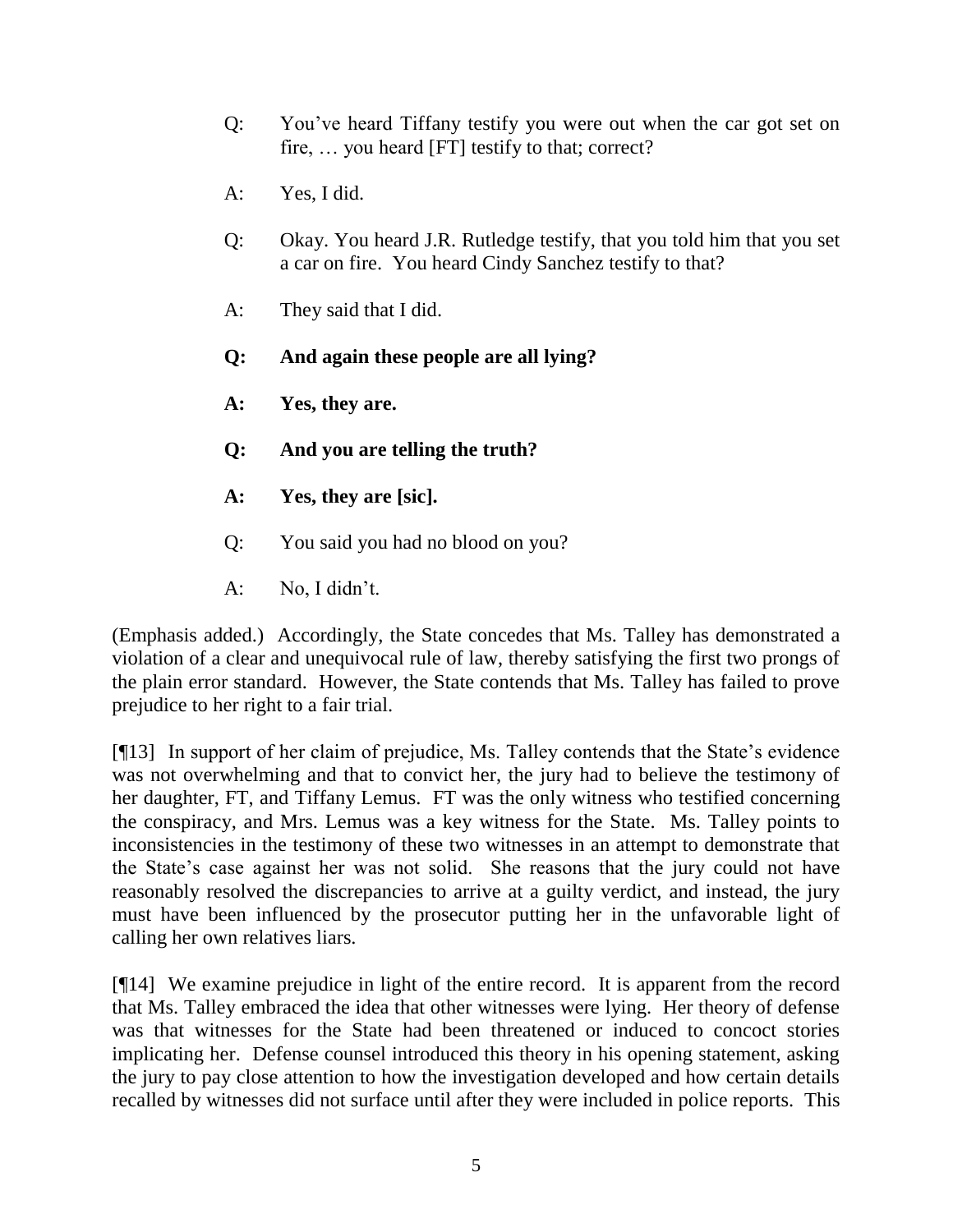Q: You've heard Tiffany testify you were out when the car got set on fire, … you heard [FT] testify to that; correct?

A: Yes, I did.

Q: Okay. You heard J.R. Rutledge testify, that you told him that you set a car on fire. You heard Cindy Sanchez testify to that?

A: They said that I did.

**Q: And again these people are all lying?**

**A: Yes, they are.**

**Q: And you are telling the truth?**

**A: Yes, they are [sic].**

Q: You said you had no blood on you?

A: No, I didn't.

(Emphasis added.) Accordingly, the State concedes that Ms. Talley has demonstrated a violation of a clear and unequivocal rule of law, thereby satisfying the first two prongs of the plain error standard. However, the State contends that Ms. Talley has failed to prove prejudice to her right to a fair trial.

[¶13] In support of her claim of prejudice, Ms. Talley contends that the State's evidence was not overwhelming and that to convict her, the jury had to believe the testimony of her daughter, FT, and Tiffany Lemus. FT was the only witness who testified concerning the conspiracy, and Mrs. Lemus was a key witness for the State. Ms. Talley points to inconsistencies in the testimony of these two witnesses in an attempt to demonstrate that the State's case against her was not solid. She reasons that the jury could not have reasonably resolved the discrepancies to arrive at a guilty verdict, and instead, the jury must have been influenced by the prosecutor putting her in the unfavorable light of calling her own relatives liars.

[¶14] We examine prejudice in light of the entire record. It is apparent from the record that Ms. Talley embraced the idea that other witnesses were lying. Her theory of defense was that witnesses for the State had been threatened or induced to concoct stories implicating her. Defense counsel introduced this theory in his opening statement, asking the jury to pay close attention to how the investigation developed and how certain details recalled by witnesses did not surface until after they were included in police reports. This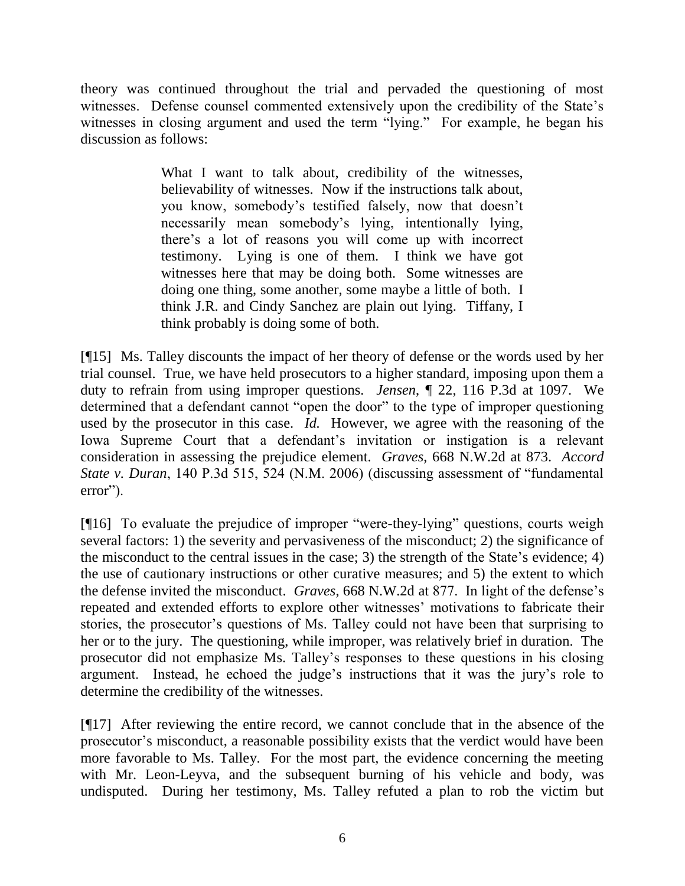theory was continued throughout the trial and pervaded the questioning of most witnesses. Defense counsel commented extensively upon the credibility of the State's witnesses in closing argument and used the term "lying." For example, he began his discussion as follows:

> What I want to talk about, credibility of the witnesses, believability of witnesses. Now if the instructions talk about, you know, somebody's testified falsely, now that doesn't necessarily mean somebody's lying, intentionally lying, there's a lot of reasons you will come up with incorrect testimony. Lying is one of them. I think we have got witnesses here that may be doing both. Some witnesses are doing one thing, some another, some maybe a little of both. I think J.R. and Cindy Sanchez are plain out lying. Tiffany, I think probably is doing some of both.

[¶15] Ms. Talley discounts the impact of her theory of defense or the words used by her trial counsel. True, we have held prosecutors to a higher standard, imposing upon them a duty to refrain from using improper questions. *Jensen*, ¶ 22, 116 P.3d at 1097. We determined that a defendant cannot "open the door" to the type of improper questioning used by the prosecutor in this case. *Id.* However, we agree with the reasoning of the Iowa Supreme Court that a defendant's invitation or instigation is a relevant consideration in assessing the prejudice element. *Graves*, 668 N.W.2d at 873. *Accord State v. Duran*, 140 P.3d 515, 524 (N.M. 2006) (discussing assessment of "fundamental error").

[¶16] To evaluate the prejudice of improper "were-they-lying" questions, courts weigh several factors: 1) the severity and pervasiveness of the misconduct; 2) the significance of the misconduct to the central issues in the case; 3) the strength of the State's evidence; 4) the use of cautionary instructions or other curative measures; and 5) the extent to which the defense invited the misconduct. *Graves*, 668 N.W.2d at 877. In light of the defense's repeated and extended efforts to explore other witnesses' motivations to fabricate their stories, the prosecutor's questions of Ms. Talley could not have been that surprising to her or to the jury. The questioning, while improper, was relatively brief in duration. The prosecutor did not emphasize Ms. Talley's responses to these questions in his closing argument. Instead, he echoed the judge's instructions that it was the jury's role to determine the credibility of the witnesses.

[¶17] After reviewing the entire record, we cannot conclude that in the absence of the prosecutor's misconduct, a reasonable possibility exists that the verdict would have been more favorable to Ms. Talley. For the most part, the evidence concerning the meeting with Mr. Leon-Leyva, and the subsequent burning of his vehicle and body, was undisputed. During her testimony, Ms. Talley refuted a plan to rob the victim but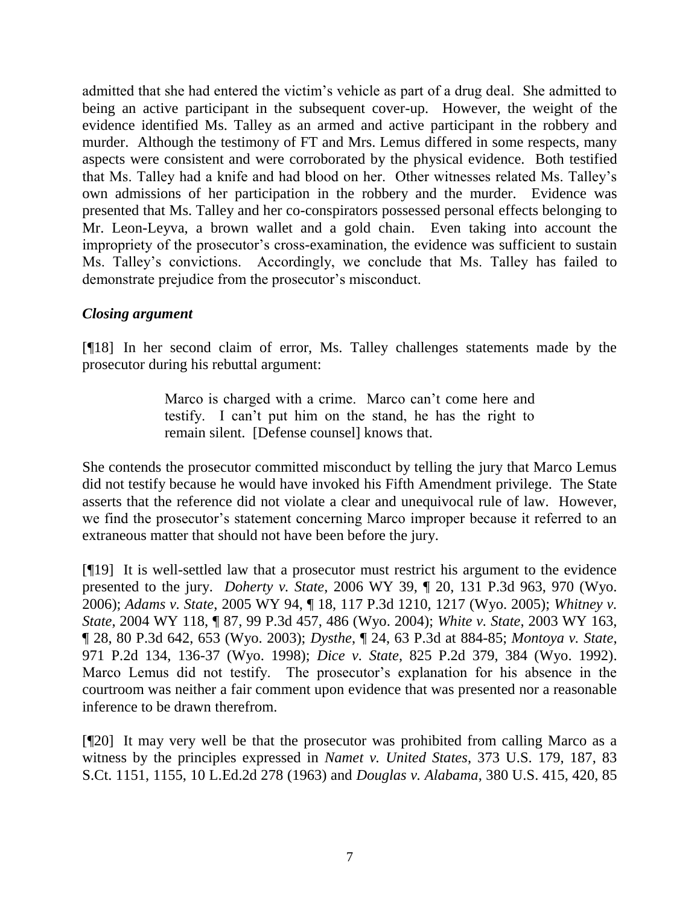admitted that she had entered the victim's vehicle as part of a drug deal. She admitted to being an active participant in the subsequent cover-up. However, the weight of the evidence identified Ms. Talley as an armed and active participant in the robbery and murder. Although the testimony of FT and Mrs. Lemus differed in some respects, many aspects were consistent and were corroborated by the physical evidence. Both testified that Ms. Talley had a knife and had blood on her. Other witnesses related Ms. Talley's own admissions of her participation in the robbery and the murder. Evidence was presented that Ms. Talley and her co-conspirators possessed personal effects belonging to Mr. Leon-Leyva, a brown wallet and a gold chain. Even taking into account the impropriety of the prosecutor's cross-examination, the evidence was sufficient to sustain Ms. Talley's convictions. Accordingly, we conclude that Ms. Talley has failed to demonstrate prejudice from the prosecutor's misconduct.

***Closing argument***

[¶18] In her second claim of error, Ms. Talley challenges statements made by the prosecutor during his rebuttal argument:

> Marco is charged with a crime. Marco can't come here and testify. I can't put him on the stand, he has the right to remain silent. [Defense counsel] knows that.

She contends the prosecutor committed misconduct by telling the jury that Marco Lemus did not testify because he would have invoked his Fifth Amendment privilege. The State asserts that the reference did not violate a clear and unequivocal rule of law. However, we find the prosecutor's statement concerning Marco improper because it referred to an extraneous matter that should not have been before the jury.

[¶19] It is well-settled law that a prosecutor must restrict his argument to the evidence presented to the jury. *Doherty v. State*, 2006 WY 39, ¶ 20, 131 P.3d 963, 970 (Wyo. 2006); *Adams v. State*, 2005 WY 94, ¶ 18, 117 P.3d 1210, 1217 (Wyo. 2005); *Whitney v. State*, 2004 WY 118, ¶ 87, 99 P.3d 457, 486 (Wyo. 2004); *White v. State*, 2003 WY 163, ¶ 28, 80 P.3d 642, 653 (Wyo. 2003); *Dysthe*, ¶ 24, 63 P.3d at 884-85; *Montoya v. State*, 971 P.2d 134, 136-37 (Wyo. 1998); *Dice v. State*, 825 P.2d 379, 384 (Wyo. 1992). Marco Lemus did not testify. The prosecutor's explanation for his absence in the courtroom was neither a fair comment upon evidence that was presented nor a reasonable inference to be drawn therefrom.

[¶20] It may very well be that the prosecutor was prohibited from calling Marco as a witness by the principles expressed in *Namet v. United States*, 373 U.S. 179, 187, 83 S.Ct. 1151, 1155, 10 L.Ed.2d 278 (1963) and *Douglas v. Alabama*, 380 U.S. 415, 420, 85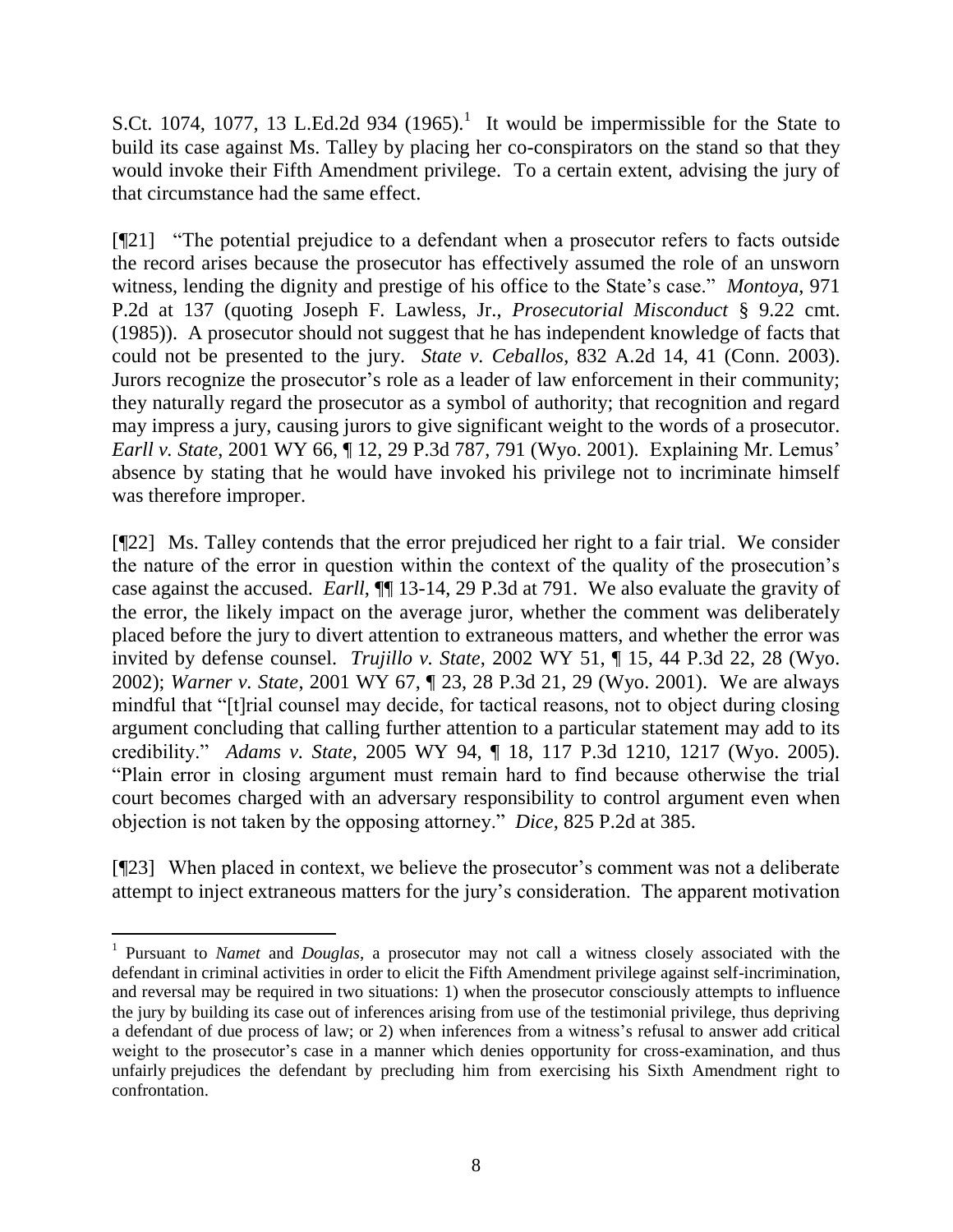S.Ct. 1074, 1077, 13 L.Ed.2d 934 (1965).[1] It would be impermissible for the State to build its case against Ms. Talley by placing her co-conspirators on the stand so that they would invoke their Fifth Amendment privilege. To a certain extent, advising the jury of that circumstance had the same effect.

[¶21] "The potential prejudice to a defendant when a prosecutor refers to facts outside the record arises because the prosecutor has effectively assumed the role of an unsworn witness, lending the dignity and prestige of his office to the State's case." *Montoya*, 971 P.2d at 137 (quoting Joseph F. Lawless, Jr., *Prosecutorial Misconduct* § 9.22 cmt. (1985)). A prosecutor should not suggest that he has independent knowledge of facts that could not be presented to the jury. *State v. Ceballos*, 832 A.2d 14, 41 (Conn. 2003). Jurors recognize the prosecutor's role as a leader of law enforcement in their community; they naturally regard the prosecutor as a symbol of authority; that recognition and regard may impress a jury, causing jurors to give significant weight to the words of a prosecutor. *Earll v. State*, 2001 WY 66, ¶ 12, 29 P.3d 787, 791 (Wyo. 2001). Explaining Mr. Lemus' absence by stating that he would have invoked his privilege not to incriminate himself was therefore improper.

[¶22] Ms. Talley contends that the error prejudiced her right to a fair trial. We consider the nature of the error in question within the context of the quality of the prosecution's case against the accused. *Earll*, ¶¶ 13-14, 29 P.3d at 791. We also evaluate the gravity of the error, the likely impact on the average juror, whether the comment was deliberately placed before the jury to divert attention to extraneous matters, and whether the error was invited by defense counsel. *Trujillo v. State*, 2002 WY 51, ¶ 15, 44 P.3d 22, 28 (Wyo. 2002); *Warner v. State*, 2001 WY 67, ¶ 23, 28 P.3d 21, 29 (Wyo. 2001). We are always mindful that "[t]rial counsel may decide, for tactical reasons, not to object during closing argument concluding that calling further attention to a particular statement may add to its credibility." *Adams v. State*, 2005 WY 94, ¶ 18, 117 P.3d 1210, 1217 (Wyo. 2005). "Plain error in closing argument must remain hard to find because otherwise the trial court becomes charged with an adversary responsibility to control argument even when objection is not taken by the opposing attorney." *Dice*, 825 P.2d at 385.

[¶23] When placed in context, we believe the prosecutor's comment was not a deliberate attempt to inject extraneous matters for the jury's consideration. The apparent motivation

---

[1] Pursuant to *Namet* and *Douglas*, a prosecutor may not call a witness closely associated with the defendant in criminal activities in order to elicit the Fifth Amendment privilege against self-incrimination, and reversal may be required in two situations: 1) when the prosecutor consciously attempts to influence the jury by building its case out of inferences arising from use of the testimonial privilege, thus depriving a defendant of due process of law; or 2) when inferences from a witness's refusal to answer add critical weight to the prosecutor's case in a manner which denies opportunity for cross-examination, and thus unfairly prejudices the defendant by precluding him from exercising his Sixth Amendment right to confrontation.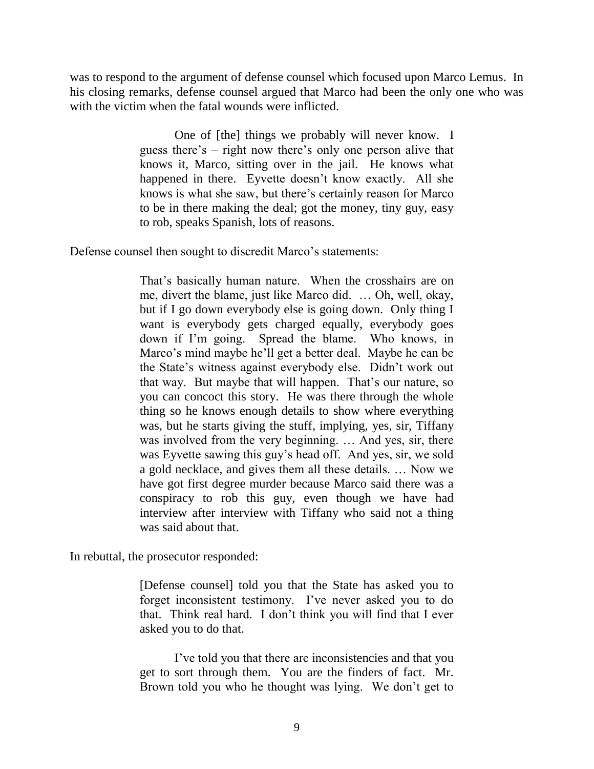was to respond to the argument of defense counsel which focused upon Marco Lemus. In his closing remarks, defense counsel argued that Marco had been the only one who was with the victim when the fatal wounds were inflicted.

> One of [the] things we probably will never know. I guess there's – right now there's only one person alive that knows it, Marco, sitting over in the jail. He knows what happened in there. Eyvette doesn't know exactly. All she knows is what she saw, but there's certainly reason for Marco to be in there making the deal; got the money, tiny guy, easy to rob, speaks Spanish, lots of reasons.

Defense counsel then sought to discredit Marco's statements:

> That's basically human nature. When the crosshairs are on me, divert the blame, just like Marco did. … Oh, well, okay, but if I go down everybody else is going down. Only thing I want is everybody gets charged equally, everybody goes down if I'm going. Spread the blame. Who knows, in Marco's mind maybe he'll get a better deal. Maybe he can be the State's witness against everybody else. Didn't work out that way. But maybe that will happen. That's our nature, so you can concoct this story. He was there through the whole thing so he knows enough details to show where everything was, but he starts giving the stuff, implying, yes, sir, Tiffany was involved from the very beginning. … And yes, sir, there was Eyvette sawing this guy's head off. And yes, sir, we sold a gold necklace, and gives them all these details. … Now we have got first degree murder because Marco said there was a conspiracy to rob this guy, even though we have had interview after interview with Tiffany who said not a thing was said about that.

In rebuttal, the prosecutor responded:

> [Defense counsel] told you that the State has asked you to forget inconsistent testimony. I've never asked you to do that. Think real hard. I don't think you will find that I ever asked you to do that.
>
> I've told you that there are inconsistencies and that you get to sort through them. You are the finders of fact. Mr. Brown told you who he thought was lying. We don't get to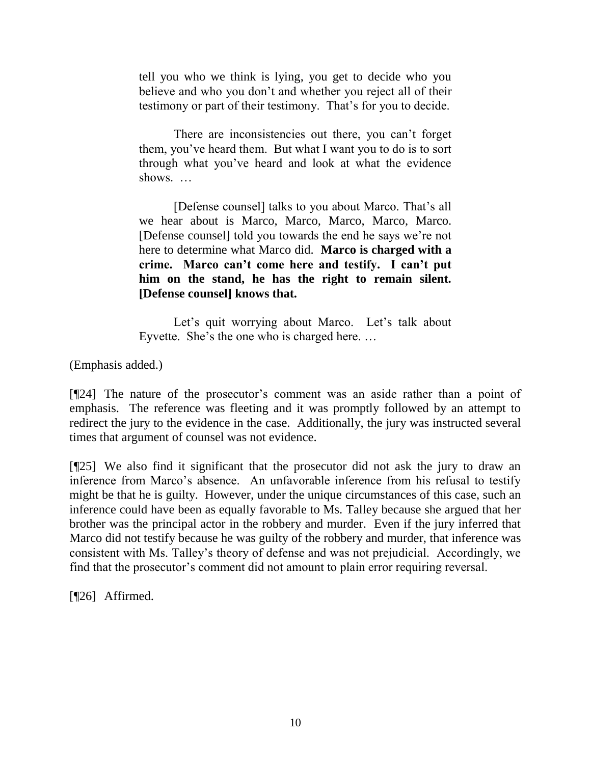> tell you who we think is lying, you get to decide who you believe and who you don't and whether you reject all of their testimony or part of their testimony. That's for you to decide.
>
> There are inconsistencies out there, you can't forget them, you've heard them. But what I want you to do is to sort through what you've heard and look at what the evidence shows. …
>
> [Defense counsel] talks to you about Marco. That's all we hear about is Marco, Marco, Marco, Marco, Marco. [Defense counsel] told you towards the end he says we're not here to determine what Marco did. **Marco is charged with a crime. Marco can't come here and testify. I can't put him on the stand, he has the right to remain silent. [Defense counsel] knows that.**
>
> Let's quit worrying about Marco. Let's talk about Eyvette. She's the one who is charged here. …

(Emphasis added.)

[¶24] The nature of the prosecutor's comment was an aside rather than a point of emphasis. The reference was fleeting and it was promptly followed by an attempt to redirect the jury to the evidence in the case. Additionally, the jury was instructed several times that argument of counsel was not evidence.

[¶25] We also find it significant that the prosecutor did not ask the jury to draw an inference from Marco's absence. An unfavorable inference from his refusal to testify might be that he is guilty. However, under the unique circumstances of this case, such an inference could have been as equally favorable to Ms. Talley because she argued that her brother was the principal actor in the robbery and murder. Even if the jury inferred that Marco did not testify because he was guilty of the robbery and murder, that inference was consistent with Ms. Talley's theory of defense and was not prejudicial. Accordingly, we find that the prosecutor's comment did not amount to plain error requiring reversal.

[¶26] Affirmed.